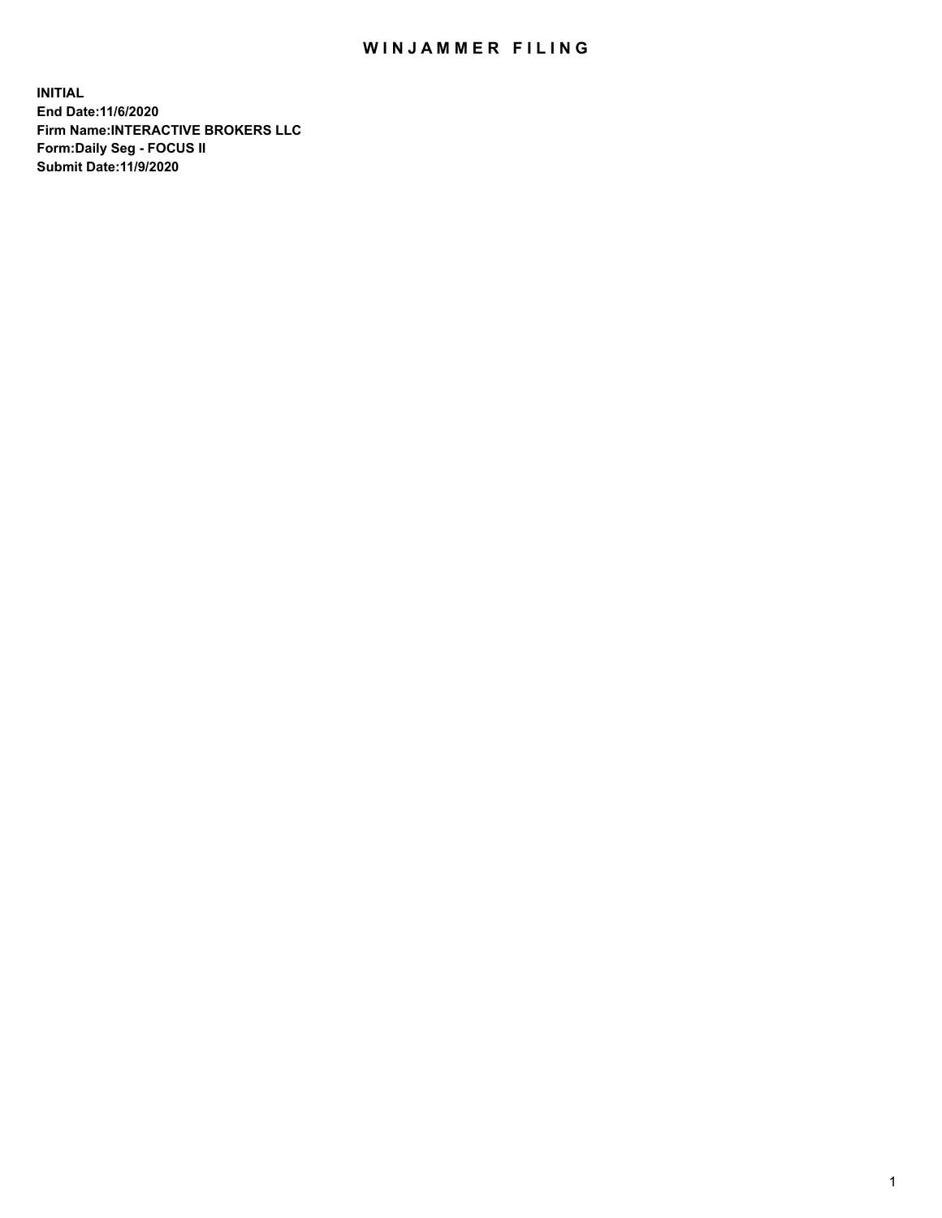# WINJAMMER FILING

**INITIAL**
**End Date:11/6/2020**
**Firm Name:INTERACTIVE BROKERS LLC**
**Form:Daily Seg - FOCUS II**
**Submit Date:11/9/2020**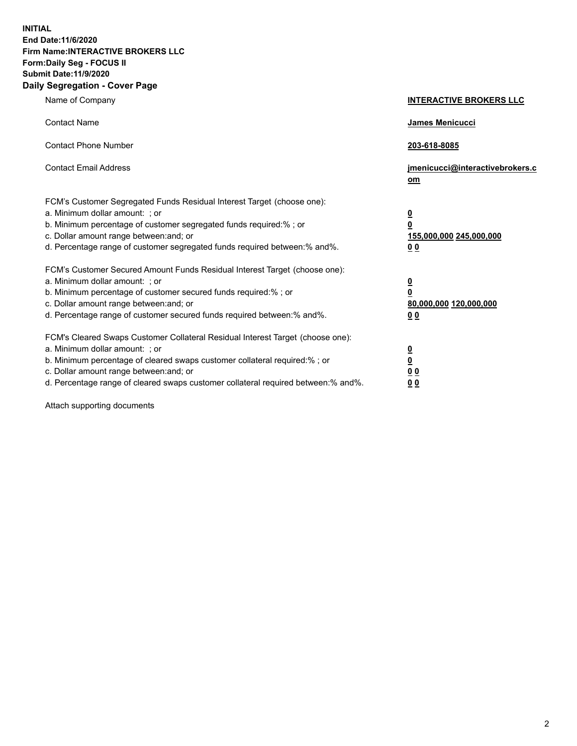**INITIAL**
**End Date:11/6/2020**
**Firm Name:INTERACTIVE BROKERS LLC**
**Form:Daily Seg - FOCUS II**
**Submit Date:11/9/2020**

## Daily Segregation - Cover Page

| | |
|---|---|
| Name of Company | **INTERACTIVE BROKERS LLC** |
| Contact Name | **James Menicucci** |
| Contact Phone Number | **203-618-8085** |
| Contact Email Address | **jmenicucci@interactivebrokers.com** |
| FCM's Customer Segregated Funds Residual Interest Target (choose one): | |
| a. Minimum dollar amount: ; or | **0** |
| b. Minimum percentage of customer segregated funds required:% ; or | **0** |
| c. Dollar amount range between:and; or | **155,000,000** **245,000,000** |
| d. Percentage range of customer segregated funds required between:% and%. | **0** **0** |
| FCM's Customer Secured Amount Funds Residual Interest Target (choose one): | |
| a. Minimum dollar amount: ; or | **0** |
| b. Minimum percentage of customer secured funds required:% ; or | **0** |
| c. Dollar amount range between:and; or | **80,000,000** **120,000,000** |
| d. Percentage range of customer secured funds required between:% and%. | **0** **0** |
| FCM's Cleared Swaps Customer Collateral Residual Interest Target (choose one): | |
| a. Minimum dollar amount: ; or | **0** |
| b. Minimum percentage of cleared swaps customer collateral required:% ; or | **0** |
| c. Dollar amount range between:and; or | **0** **0** |
| d. Percentage range of cleared swaps customer collateral required between:% and%. | **0** **0** |

Attach supporting documents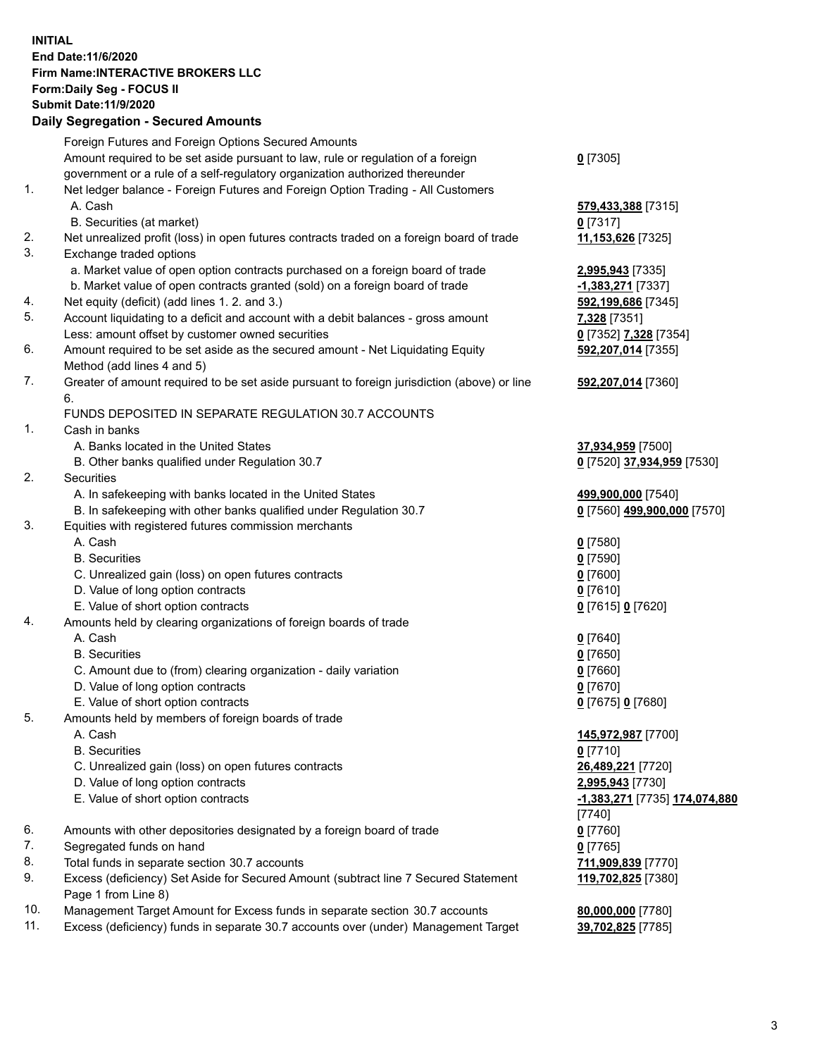**INITIAL**
**End Date:11/6/2020**
**Firm Name:INTERACTIVE BROKERS LLC**
**Form:Daily Seg - FOCUS II**
**Submit Date:11/9/2020**

## Daily Segregation - Secured Amounts

| | | |
|---|---|---|
| | Foreign Futures and Foreign Options Secured Amounts | |
| | Amount required to be set aside pursuant to law, rule or regulation of a foreign government or a rule of a self-regulatory organization authorized thereunder | **0** [7305] |
| 1. | Net ledger balance - Foreign Futures and Foreign Option Trading - All Customers | |
| | A. Cash | **579,433,388** [7315] |
| | B. Securities (at market) | **0** [7317] |
| 2. | Net unrealized profit (loss) in open futures contracts traded on a foreign board of trade | **11,153,626** [7325] |
| 3. | Exchange traded options | |
| | a. Market value of open option contracts purchased on a foreign board of trade | **2,995,943** [7335] |
| | b. Market value of open contracts granted (sold) on a foreign board of trade | **-1,383,271** [7337] |
| 4. | Net equity (deficit) (add lines 1. 2. and 3.) | **592,199,686** [7345] |
| 5. | Account liquidating to a deficit and account with a debit balances - gross amount | **7,328** [7351] |
| | Less: amount offset by customer owned securities | **0** [7352] **7,328** [7354] |
| 6. | Amount required to be set aside as the secured amount - Net Liquidating Equity Method (add lines 4 and 5) | **592,207,014** [7355] |
| 7. | Greater of amount required to be set aside pursuant to foreign jurisdiction (above) or line 6. | **592,207,014** [7360] |
| | FUNDS DEPOSITED IN SEPARATE REGULATION 30.7 ACCOUNTS | |
| 1. | Cash in banks | |
| | A. Banks located in the United States | **37,934,959** [7500] |
| | B. Other banks qualified under Regulation 30.7 | **0** [7520] **37,934,959** [7530] |
| 2. | Securities | |
| | A. In safekeeping with banks located in the United States | **499,900,000** [7540] |
| | B. In safekeeping with other banks qualified under Regulation 30.7 | **0** [7560] **499,900,000** [7570] |
| 3. | Equities with registered futures commission merchants | |
| | A. Cash | **0** [7580] |
| | B. Securities | **0** [7590] |
| | C. Unrealized gain (loss) on open futures contracts | **0** [7600] |
| | D. Value of long option contracts | **0** [7610] |
| | E. Value of short option contracts | **0** [7615] **0** [7620] |
| 4. | Amounts held by clearing organizations of foreign boards of trade | |
| | A. Cash | **0** [7640] |
| | B. Securities | **0** [7650] |
| | C. Amount due to (from) clearing organization - daily variation | **0** [7660] |
| | D. Value of long option contracts | **0** [7670] |
| | E. Value of short option contracts | **0** [7675] **0** [7680] |
| 5. | Amounts held by members of foreign boards of trade | |
| | A. Cash | **145,972,987** [7700] |
| | B. Securities | **0** [7710] |
| | C. Unrealized gain (loss) on open futures contracts | **26,489,221** [7720] |
| | D. Value of long option contracts | **2,995,943** [7730] |
| | E. Value of short option contracts | **-1,383,271** [7735] **174,074,880** [7740] |
| 6. | Amounts with other depositories designated by a foreign board of trade | **0** [7760] |
| 7. | Segregated funds on hand | **0** [7765] |
| 8. | Total funds in separate section 30.7 accounts | **711,909,839** [7770] |
| 9. | Excess (deficiency) Set Aside for Secured Amount (subtract line 7 Secured Statement Page 1 from Line 8) | **119,702,825** [7380] |
| 10. | Management Target Amount for Excess funds in separate section 30.7 accounts | **80,000,000** [7780] |
| 11. | Excess (deficiency) funds in separate 30.7 accounts over (under) Management Target | **39,702,825** [7785] |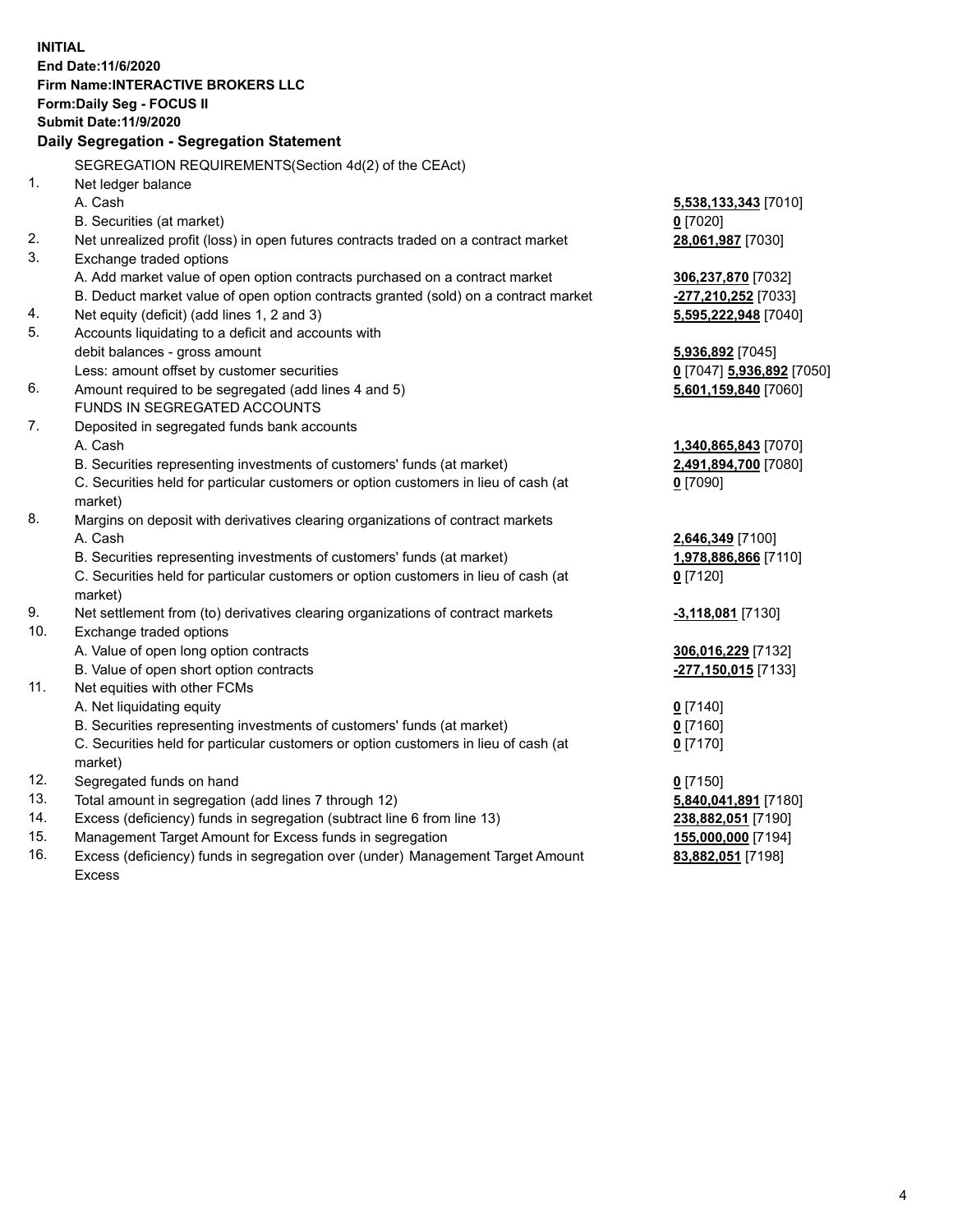**INITIAL**
**End Date:11/6/2020**
**Firm Name:INTERACTIVE BROKERS LLC**
**Form:Daily Seg - FOCUS II**
**Submit Date:11/9/2020**

## Daily Segregation - Segregation Statement

| | | |
|---|---|---|
| | SEGREGATION REQUIREMENTS(Section 4d(2) of the CEAct) | |
| 1. | Net ledger balance | |
| | A. Cash | **5,538,133,343** [7010] |
| | B. Securities (at market) | **0** [7020] |
| 2. | Net unrealized profit (loss) in open futures contracts traded on a contract market | **28,061,987** [7030] |
| 3. | Exchange traded options | |
| | A. Add market value of open option contracts purchased on a contract market | **306,237,870** [7032] |
| | B. Deduct market value of open option contracts granted (sold) on a contract market | **-277,210,252** [7033] |
| 4. | Net equity (deficit) (add lines 1, 2 and 3) | **5,595,222,948** [7040] |
| 5. | Accounts liquidating to a deficit and accounts with | |
| | debit balances - gross amount | **5,936,892** [7045] |
| | Less: amount offset by customer securities | **0** [7047] **5,936,892** [7050] |
| 6. | Amount required to be segregated (add lines 4 and 5) | **5,601,159,840** [7060] |
| | FUNDS IN SEGREGATED ACCOUNTS | |
| 7. | Deposited in segregated funds bank accounts | |
| | A. Cash | **1,340,865,843** [7070] |
| | B. Securities representing investments of customers' funds (at market) | **2,491,894,700** [7080] |
| | C. Securities held for particular customers or option customers in lieu of cash (at market) | **0** [7090] |
| 8. | Margins on deposit with derivatives clearing organizations of contract markets | |
| | A. Cash | **2,646,349** [7100] |
| | B. Securities representing investments of customers' funds (at market) | **1,978,886,866** [7110] |
| | C. Securities held for particular customers or option customers in lieu of cash (at market) | **0** [7120] |
| 9. | Net settlement from (to) derivatives clearing organizations of contract markets | **-3,118,081** [7130] |
| 10. | Exchange traded options | |
| | A. Value of open long option contracts | **306,016,229** [7132] |
| | B. Value of open short option contracts | **-277,150,015** [7133] |
| 11. | Net equities with other FCMs | |
| | A. Net liquidating equity | **0** [7140] |
| | B. Securities representing investments of customers' funds (at market) | **0** [7160] |
| | C. Securities held for particular customers or option customers in lieu of cash (at market) | **0** [7170] |
| 12. | Segregated funds on hand | **0** [7150] |
| 13. | Total amount in segregation (add lines 7 through 12) | **5,840,041,891** [7180] |
| 14. | Excess (deficiency) funds in segregation (subtract line 6 from line 13) | **238,882,051** [7190] |
| 15. | Management Target Amount for Excess funds in segregation | **155,000,000** [7194] |
| 16. | Excess (deficiency) funds in segregation over (under) Management Target Amount Excess | **83,882,051** [7198] |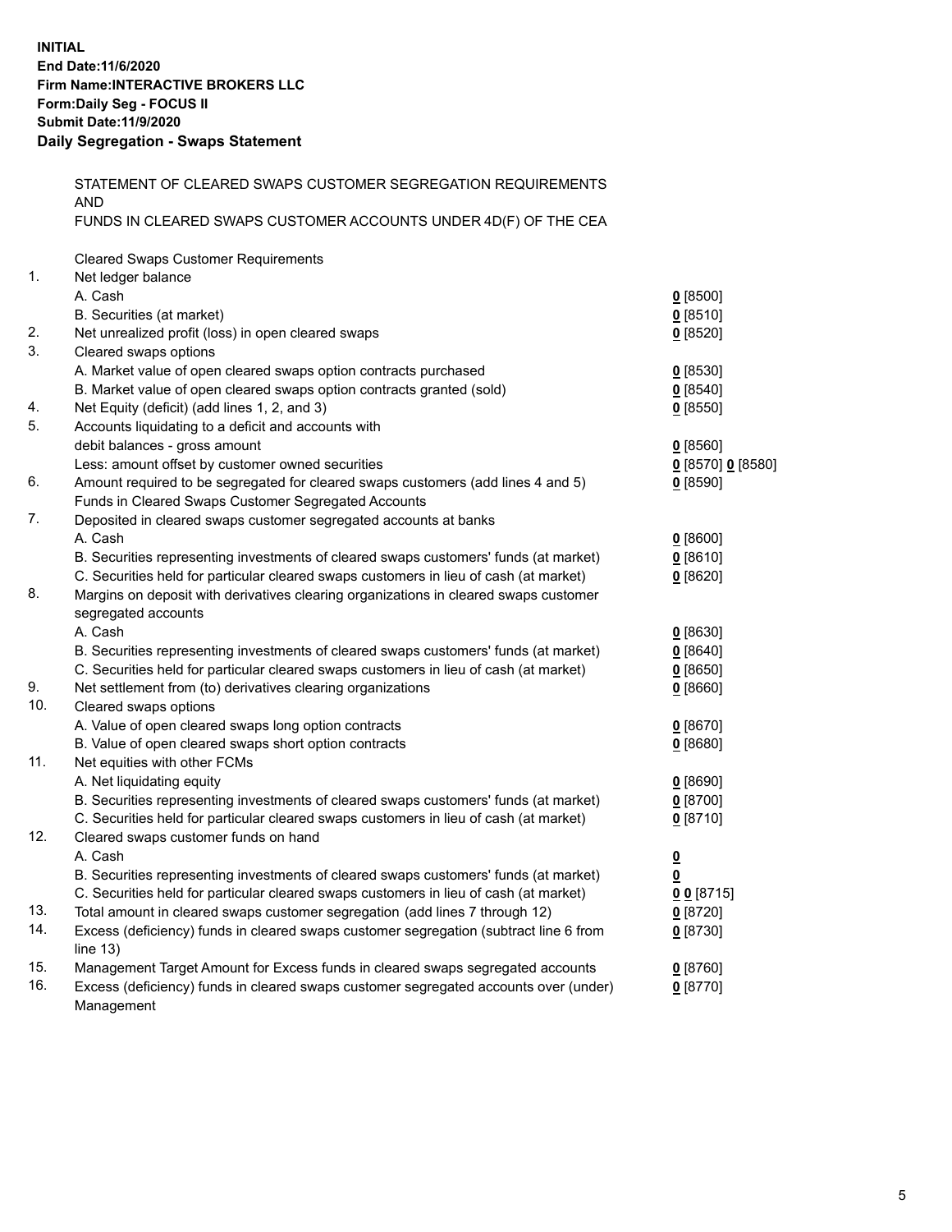**INITIAL**
**End Date:11/6/2020**
**Firm Name:INTERACTIVE BROKERS LLC**
**Form:Daily Seg - FOCUS II**
**Submit Date:11/9/2020**
**Daily Segregation - Swaps Statement**

STATEMENT OF CLEARED SWAPS CUSTOMER SEGREGATION REQUIREMENTS AND FUNDS IN CLEARED SWAPS CUSTOMER ACCOUNTS UNDER 4D(F) OF THE CEA

| | | |
|---|---|---|
| | Cleared Swaps Customer Requirements | |
| 1. | Net ledger balance | |
| | A. Cash | 0 [8500] |
| | B. Securities (at market) | 0 [8510] |
| 2. | Net unrealized profit (loss) in open cleared swaps | 0 [8520] |
| 3. | Cleared swaps options | |
| | A. Market value of open cleared swaps option contracts purchased | 0 [8530] |
| | B. Market value of open cleared swaps option contracts granted (sold) | 0 [8540] |
| 4. | Net Equity (deficit) (add lines 1, 2, and 3) | 0 [8550] |
| 5. | Accounts liquidating to a deficit and accounts with debit balances - gross amount | 0 [8560] |
| | Less: amount offset by customer owned securities | 0 [8570] 0 [8580] |
| 6. | Amount required to be segregated for cleared swaps customers (add lines 4 and 5) | 0 [8590] |
| | Funds in Cleared Swaps Customer Segregated Accounts | |
| 7. | Deposited in cleared swaps customer segregated accounts at banks | |
| | A. Cash | 0 [8600] |
| | B. Securities representing investments of cleared swaps customers' funds (at market) | 0 [8610] |
| | C. Securities held for particular cleared swaps customers in lieu of cash (at market) | 0 [8620] |
| 8. | Margins on deposit with derivatives clearing organizations in cleared swaps customer segregated accounts | |
| | A. Cash | 0 [8630] |
| | B. Securities representing investments of cleared swaps customers' funds (at market) | 0 [8640] |
| | C. Securities held for particular cleared swaps customers in lieu of cash (at market) | 0 [8650] |
| 9. | Net settlement from (to) derivatives clearing organizations | 0 [8660] |
| 10. | Cleared swaps options | |
| | A. Value of open cleared swaps long option contracts | 0 [8670] |
| | B. Value of open cleared swaps short option contracts | 0 [8680] |
| 11. | Net equities with other FCMs | |
| | A. Net liquidating equity | 0 [8690] |
| | B. Securities representing investments of cleared swaps customers' funds (at market) | 0 [8700] |
| | C. Securities held for particular cleared swaps customers in lieu of cash (at market) | 0 [8710] |
| 12. | Cleared swaps customer funds on hand | |
| | A. Cash | 0 |
| | B. Securities representing investments of cleared swaps customers' funds (at market) | 0 |
| | C. Securities held for particular cleared swaps customers in lieu of cash (at market) | 0 0 [8715] |
| 13. | Total amount in cleared swaps customer segregation (add lines 7 through 12) | 0 [8720] |
| 14. | Excess (deficiency) funds in cleared swaps customer segregation (subtract line 6 from line 13) | 0 [8730] |
| 15. | Management Target Amount for Excess funds in cleared swaps segregated accounts | 0 [8760] |
| 16. | Excess (deficiency) funds in cleared swaps customer segregated accounts over (under) Management | 0 [8770] |